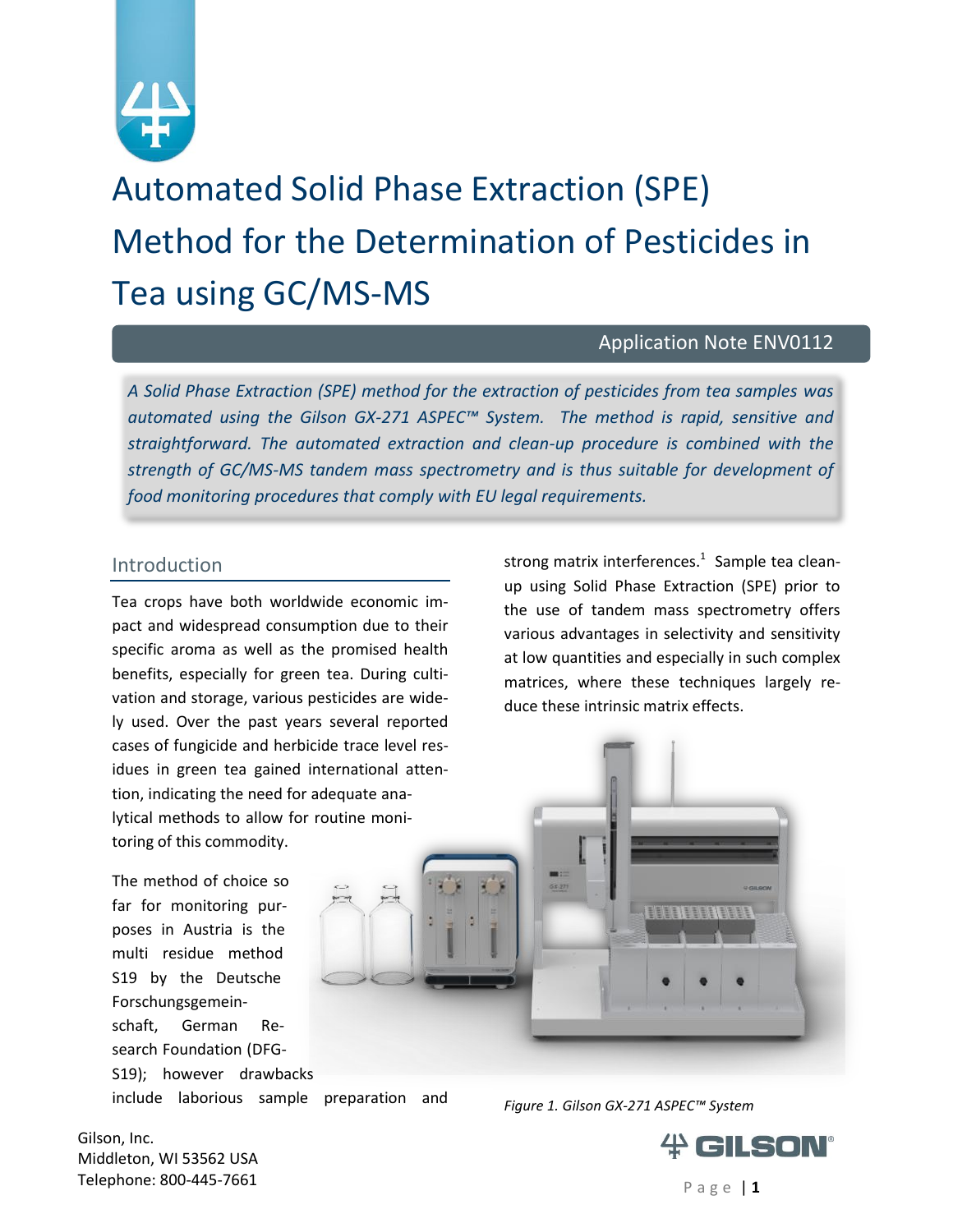# Automated Solid Phase Extraction (SPE) Method for the Determination of Pesticides in Tea using GC/MS-MS

Application Note ENV0112

*A Solid Phase Extraction (SPE) method for the extraction of pesticides from tea samples was automated using the Gilson GX-271 ASPEC™ System. The method is rapid, sensitive and straightforward. The automated extraction and clean-up procedure is combined with the strength of GC/MS-MS tandem mass spectrometry and is thus suitable for development of food monitoring procedures that comply with EU legal requirements.*

## Introduction

Tea crops have both worldwide economic impact and widespread consumption due to their specific aroma as well as the promised health benefits, especially for green tea. During cultivation and storage, various pesticides are widely used. Over the past years several reported cases of fungicide and herbicide trace level residues in green tea gained international attention, indicating the need for adequate analytical methods to allow for routine monitoring of this commodity.

The method of choice so far for monitoring purposes in Austria is the multi residue method S19 by the Deutsche Forschungsgemeinschaft, German Research Foundation (DFG-S19); however drawbacks include laborious sample preparation and strong matrix interferences.[1] Sample tea clean-up using Solid Phase Extraction (SPE) prior to the use of tandem mass spectrometry offers various advantages in selectivity and sensitivity at low quantities and especially in such complex matrices, where these techniques largely reduce these intrinsic matrix effects.

*Figure 1. Gilson GX-271 ASPEC™ System*

Gilson, Inc.
Middleton, WI 53562 USA
Telephone: 800-445-7661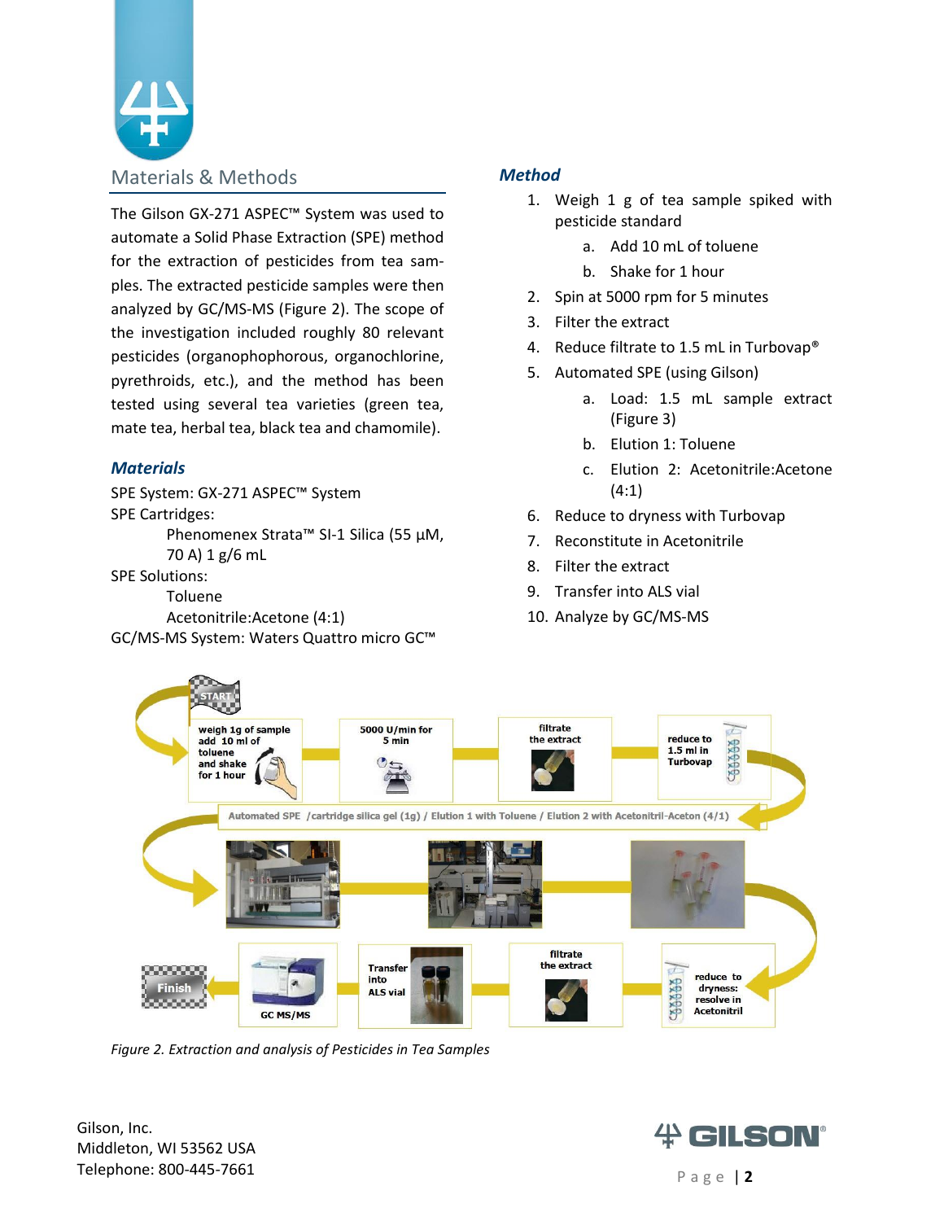## Materials & Methods

The Gilson GX-271 ASPEC™ System was used to automate a Solid Phase Extraction (SPE) method for the extraction of pesticides from tea samples. The extracted pesticide samples were then analyzed by GC/MS-MS (Figure 2). The scope of the investigation included roughly 80 relevant pesticides (organophophorous, organochlorine, pyrethroids, etc.), and the method has been tested using several tea varieties (green tea, mate tea, herbal tea, black tea and chamomile).

### *Materials*

SPE System: GX-271 ASPEC™ System

SPE Cartridges:

Phenomenex Strata™ SI-1 Silica (55 µM, 70 A) 1 g/6 mL

SPE Solutions:

Toluene

Acetonitrile:Acetone (4:1)

GC/MS-MS System: Waters Quattro micro GC™

### *Method*

1. Weigh 1 g of tea sample spiked with pesticide standard
    a. Add 10 mL of toluene
    b. Shake for 1 hour
2. Spin at 5000 rpm for 5 minutes
3. Filter the extract
4. Reduce filtrate to 1.5 mL in Turbovap®
5. Automated SPE (using Gilson)
    a. Load: 1.5 mL sample extract (Figure 3)
    b. Elution 1: Toluene
    c. Elution 2: Acetonitrile:Acetone (4:1)
6. Reduce to dryness with Turbovap
7. Reconstitute in Acetonitrile
8. Filter the extract
9. Transfer into ALS vial
10. Analyze by GC/MS-MS

*Figure 2. Extraction and analysis of Pesticides in Tea Samples*

Gilson, Inc.
Middleton, WI 53562 USA
Telephone: 800-445-7661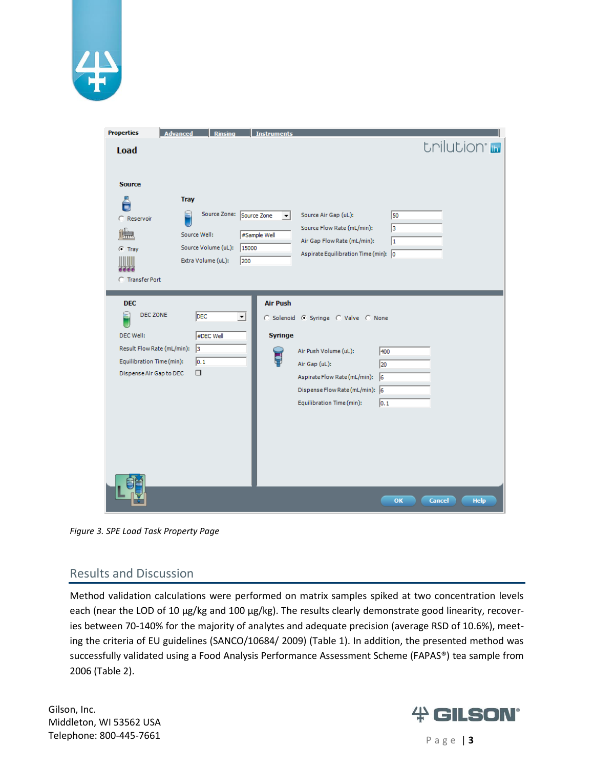*Figure 3. SPE Load Task Property Page*

## Results and Discussion

Method validation calculations were performed on matrix samples spiked at two concentration levels each (near the LOD of 10 µg/kg and 100 µg/kg). The results clearly demonstrate good linearity, recoveries between 70-140% for the majority of analytes and adequate precision (average RSD of 10.6%), meeting the criteria of EU guidelines (SANCO/10684/ 2009) (Table 1). In addition, the presented method was successfully validated using a Food Analysis Performance Assessment Scheme (FAPAS®) tea sample from 2006 (Table 2).

Gilson, Inc.
Middleton, WI 53562 USA
Telephone: 800-445-7661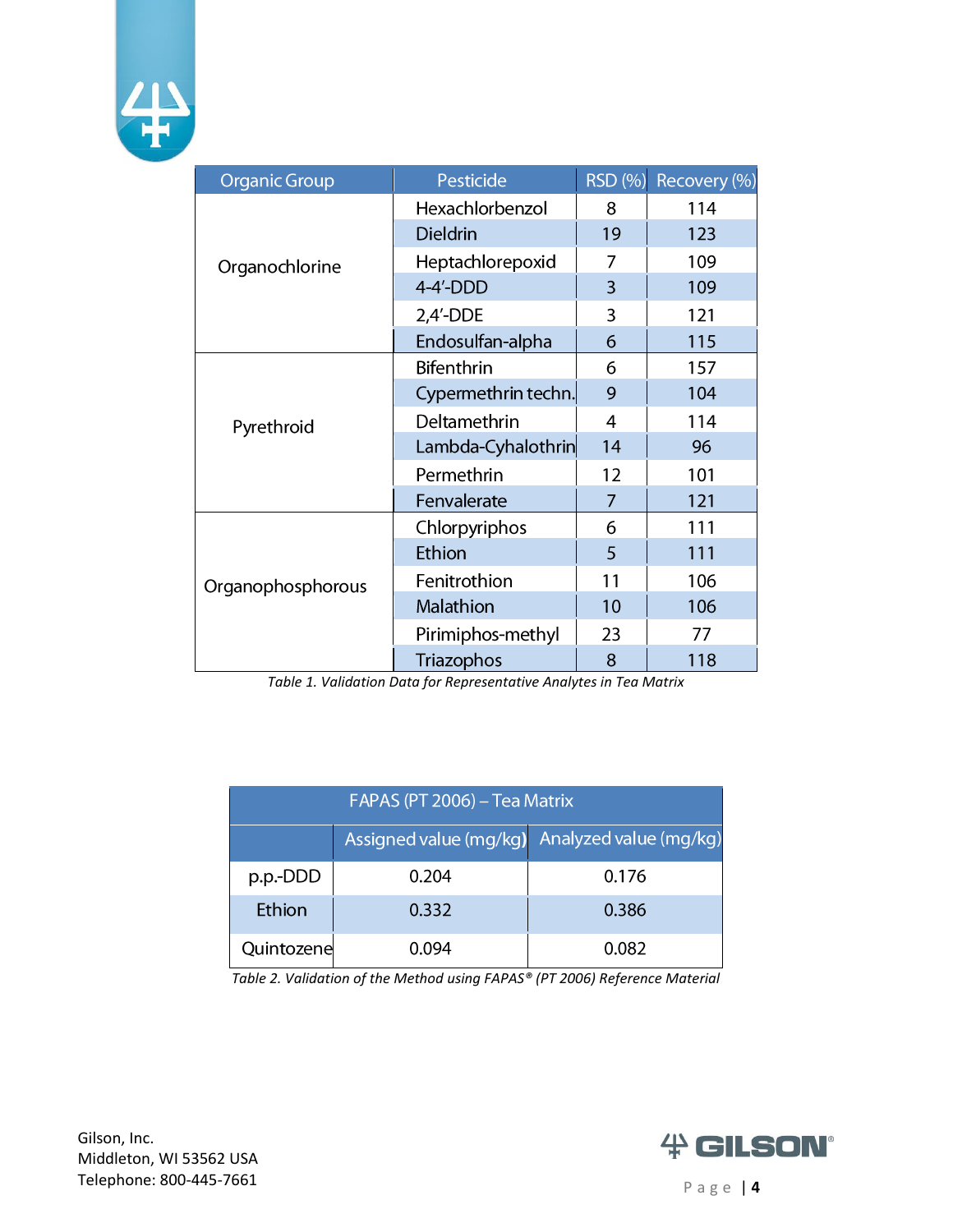| Organic Group | Pesticide | RSD (%) | Recovery (%) |
|---|---|---|---|
| Organochlorine | Hexachlorbenzol | 8 | 114 |
| | Dieldrin | 19 | 123 |
| | Heptachlorepoxid | 7 | 109 |
| | 4-4'-DDD | 3 | 109 |
| | 2,4'-DDE | 3 | 121 |
| | Endosulfan-alpha | 6 | 115 |
| Pyrethroid | Bifenthrin | 6 | 157 |
| | Cypermethrin techn. | 9 | 104 |
| | Deltamethrin | 4 | 114 |
| | Lambda-Cyhalothrin | 14 | 96 |
| | Permethrin | 12 | 101 |
| | Fenvalerate | 7 | 121 |
| Organophosphorous | Chlorpyriphos | 6 | 111 |
| | Ethion | 5 | 111 |
| | Fenitrothion | 11 | 106 |
| | Malathion | 10 | 106 |
| | Pirimiphos-methyl | 23 | 77 |
| | Triazophos | 8 | 118 |

*Table 1. Validation Data for Representative Analytes in Tea Matrix*

| FAPAS (PT 2006) – Tea Matrix | | |
|---|---|---|
| | Assigned value (mg/kg) | Analyzed value (mg/kg) |
| p.p.-DDD | 0.204 | 0.176 |
| Ethion | 0.332 | 0.386 |
| Quintozene | 0.094 | 0.082 |

*Table 2. Validation of the Method using FAPAS® (PT 2006) Reference Material*

Gilson, Inc.
Middleton, WI 53562 USA
Telephone: 800-445-7661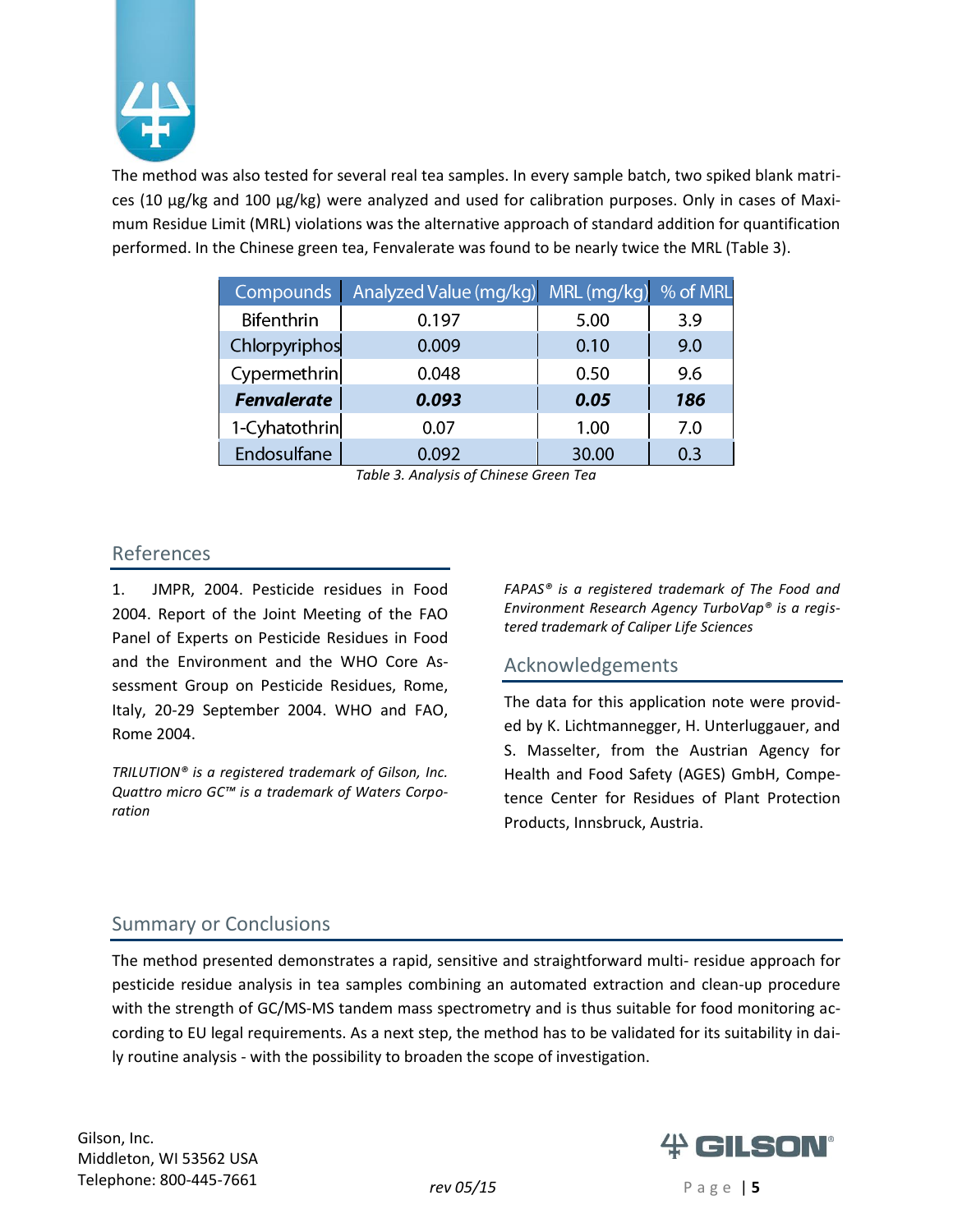The method was also tested for several real tea samples. In every sample batch, two spiked blank matrices (10 µg/kg and 100 µg/kg) were analyzed and used for calibration purposes. Only in cases of Maximum Residue Limit (MRL) violations was the alternative approach of standard addition for quantification performed. In the Chinese green tea, Fenvalerate was found to be nearly twice the MRL (Table 3).

| Compounds | Analyzed Value (mg/kg) | MRL (mg/kg) | % of MRL |
|---|---|---|---|
| Bifenthrin | 0.197 | 5.00 | 3.9 |
| Chlorpyriphos | 0.009 | 0.10 | 9.0 |
| Cypermethrin | 0.048 | 0.50 | 9.6 |
| ***Fenvalerate*** | ***0.093*** | ***0.05*** | ***186*** |
| 1-Cyhatothrin | 0.07 | 1.00 | 7.0 |
| Endosulfane | 0.092 | 30.00 | 0.3 |

*Table 3. Analysis of Chinese Green Tea*

## References

1. JMPR, 2004. Pesticide residues in Food 2004. Report of the Joint Meeting of the FAO Panel of Experts on Pesticide Residues in Food and the Environment and the WHO Core Assessment Group on Pesticide Residues, Rome, Italy, 20-29 September 2004. WHO and FAO, Rome 2004.

*TRILUTION® is a registered trademark of Gilson, Inc. Quattro micro GC™ is a trademark of Waters Corporation*

*FAPAS® is a registered trademark of The Food and Environment Research Agency TurboVap® is a registered trademark of Caliper Life Sciences*

## Acknowledgements

The data for this application note were provided by K. Lichtmannegger, H. Unterluggauer, and S. Masselter, from the Austrian Agency for Health and Food Safety (AGES) GmbH, Competence Center for Residues of Plant Protection Products, Innsbruck, Austria.

## Summary or Conclusions

The method presented demonstrates a rapid, sensitive and straightforward multi- residue approach for pesticide residue analysis in tea samples combining an automated extraction and clean-up procedure with the strength of GC/MS-MS tandem mass spectrometry and is thus suitable for food monitoring according to EU legal requirements. As a next step, the method has to be validated for its suitability in daily routine analysis - with the possibility to broaden the scope of investigation.

Gilson, Inc.
Middleton, WI 53562 USA
Telephone: 800-445-7661

*rev 05/15*